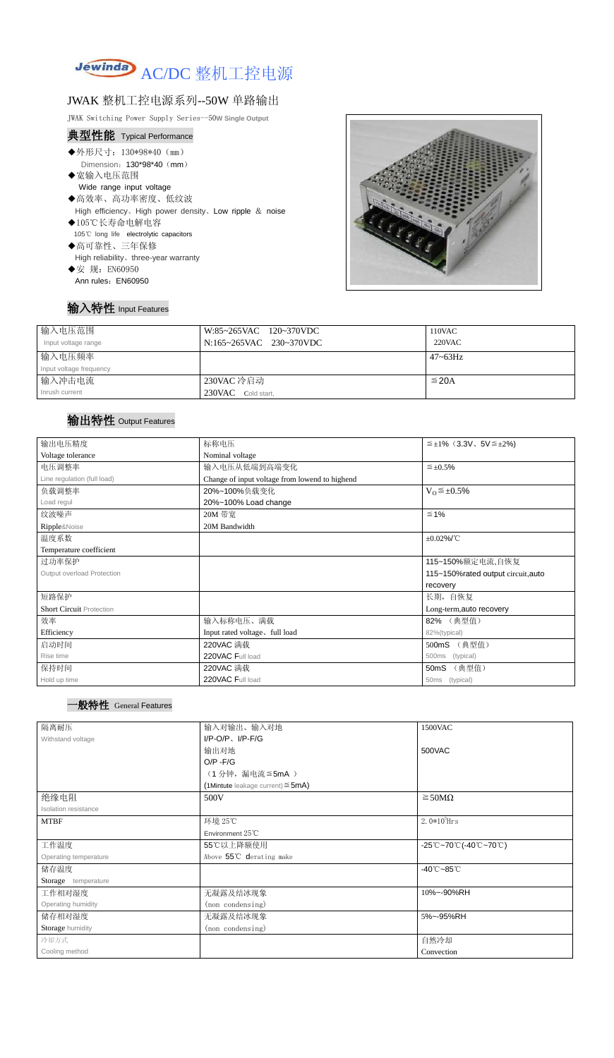# AC/DC 整机工控电源

## JWAK 整机工控电源系列--50W 单路输出

JWAK Switching Power Supply Series--50W Single Output

### 典型性能 Typical Performance

- ◆外形尺寸：130*98*40（mm）
  Dimension：130*98*40（mm）
- ◆宽输入电压范围
  Wide range input voltage
- ◆高效率、高功率密度、低纹波
  High efficiency、High power density、Low ripple & noise
- ◆105℃长寿命电解电容
  105℃ long life electrolytic capacitors
- ◆高可靠性、三年保修
  High reliability、three-year warranty
- ◆安 规：EN60950
  Ann rules：EN60950

### 输入特性 Input Features

| 输入电压范围<br>Input voltage range | W:85~265VAC 120~370VDC<br>N:165~265VAC 230~370VDC | 110VAC<br>220VAC |
|---|---|---|
| 输入电压频率<br>Input voltage frequency | | 47~63Hz |
| 输入冲击电流<br>Inrush current | 230VAC 冷启动<br>230VAC Cold start, | ≦20A |

### 输出特性 Output Features

| 输出电压精度<br>Voltage tolerance | 标称电压<br>Nominal voltage | ≦±1%（3.3V、5V≦±2%) |
|---|---|---|
| 电压调整率<br>Line regulation (full load) | 输入电压从低端到高端变化<br>Change of input voltage from lowend to highend | ≦±0.5% |
| 负载调整率<br>Load regul | 20%~100%负载变化<br>20%~100% Load change | $V_O$≦±0.5% |
| 纹波噪声<br>Ripple&Noise | 20M 带宽<br>20M Bandwidth | ≦1% |
| 温度系数<br>Temperature coefficient | | ±0.02%/℃ |
| 过功率保护<br>Output overload Protection | | 115~150%额定电流,自恢复<br>115~150%rated output circuit,auto recovery |
| 短路保护<br>Short Circuit Protection | | 长期，自恢复<br>Long-term,auto recovery |
| 效率<br>Efficiency | 输入标称电压、满载<br>Input rated voltage、full load | 82% （典型值）<br>82%(typical) |
| 启动时间<br>Rise time | 220VAC 满载<br>220VAC Full load | 500mS （典型值）<br>500ms (typical) |
| 保持时间<br>Hold up time | 220VAC 满载<br>220VAC Full load | 50mS （典型值）<br>50ms (typical) |

### 一般特性 General Features

| 隔离耐压<br>Withstand voltage | 输入对输出、输入对地<br>I/P-O/P、I/P-F/G | 1500VAC |
|---|---|---|
| | 输出对地<br>O/P -F/G<br>（1 分钟，漏电流≦5mA ）<br>(1Mintute leakage current)≦5mA) | 500VAC |
| 绝缘电阻<br>Isolation resistance | 500V | ≧50MΩ |
| MTBF | 环境 25℃<br>Environment 25℃ | $2.0*10^5$Hrs |
| 工作温度<br>Operating temperature | 55℃以上降额使用<br>Above 55℃ derating make | -25℃~70℃(-40℃~70℃) |
| 储存温度<br>Storage temperature | | -40℃~85℃ |
| 工作相对湿度<br>Operating humidity | 无凝露及结冰现象<br>(non condensing) | 10%~-90%RH |
| 储存相对湿度<br>Storage humidity | 无凝露及结冰现象<br>(non condensing) | 5%~-95%RH |
| 冷却方式<br>Cooling method | | 自然冷却<br>Convection |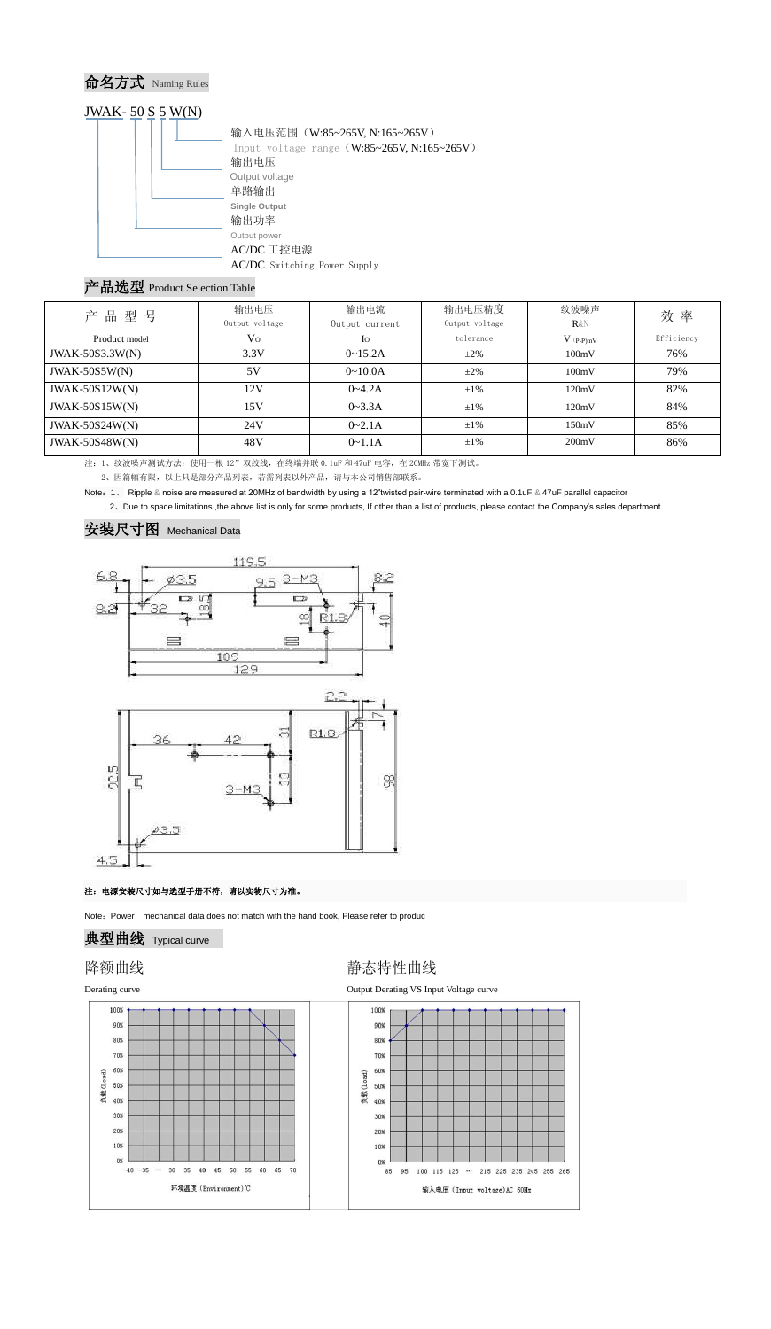## 命名方式 Naming Rules

JWAK- 50 S 5 W(N)

- 输入电压范围（W:85~265V, N:165~265V）
  Input voltage range（W:85~265V, N:165~265V）
- 输出电压
  Output voltage
- 单路输出
  Single Output
- 输出功率
  Output power
- AC/DC 工控电源
  AC/DC Switching Power Supply

## 产品选型 Product Selection Table

| 产 品 型 号<br>Product model | 输出电压<br>Output voltage<br>Vo | 输出电流<br>Output current<br>Io | 输出电压精度<br>Output voltage<br>tolerance | 纹波噪声<br>R&N<br>V (P-P)mV | 效 率<br>Efficiency |
|---|---|---|---|---|---|
| JWAK-50S3.3W(N) | 3.3V | 0~15.2A | ±2% | 100mV | 76% |
| JWAK-50S5W(N) | 5V | 0~10.0A | ±2% | 100mV | 79% |
| JWAK-50S12W(N) | 12V | 0~4.2A | ±1% | 120mV | 82% |
| JWAK-50S15W(N) | 15V | 0~3.3A | ±1% | 120mV | 84% |
| JWAK-50S24W(N) | 24V | 0~2.1A | ±1% | 150mV | 85% |
| JWAK-50S48W(N) | 48V | 0~1.1A | ±1% | 200mV | 86% |

注：1、纹波噪声测试方法：使用一根 12" 双绞线，在终端并联 0.1uF 和 47uF 电容，在 20MHz 带宽下测试。

2、因篇幅有限，以上只是部分产品列表，若需列表以外产品，请与本公司销售部联系。

Note：1、 Ripple & noise are measured at 20MHz of bandwidth by using a 12"twisted pair-wire terminated with a 0.1uF & 47uF parallel capacitor

2、Due to space limitations ,the above list is only for some products, If other than a list of products, please contact the Company's sales department.

## 安装尺寸图 Mechanical Data

119.5
6.8
ø3.5
9.5
3-M3
8.2
8.2
32
18.5
18
R1.8
40
109
129

2.2
7
36
42
31
R1.8
92.5
33
3-M3
98
ø3.5
4.5

**注：电源安装尺寸如与选型手册不符，请以实物尺寸为准。**

Note：Power mechanical data does not match with the hand book, Please refer to produc

## 典型曲线 Typical curve

降额曲线

Derating curve

100%
90%
80%
70%
60%
50%
40%
30%
20%
10%
0%
负载(Load)
-40 -35 ··· 30 35 40 45 50 55 60 65 70
环境温度 (Environment)℃

静态特性曲线

Output Derating VS Input Voltage curve

100%
90%
80%
70%
60%
50%
40%
30%
20%
10%
0%
负载(Load)
85 95 100 115 125 ··· 215 225 235 245 255 265
输入电压 (Input voltage)AC 60Hz